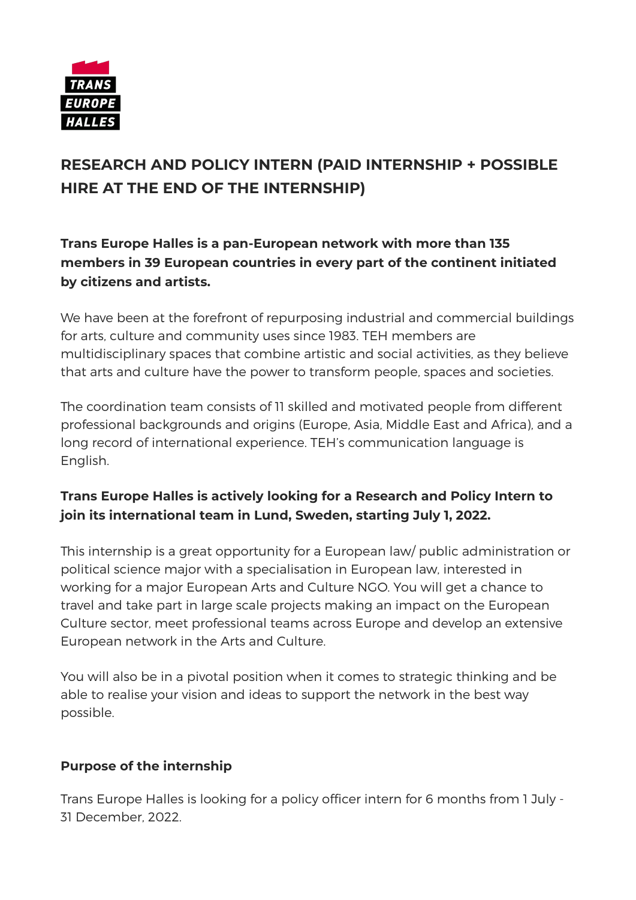# RESEARCH AND POLICY INTERN (PAID INTERNSHIP + POSSIBLE HIRE AT THE END OF THE INTERNSHIP)

**Trans Europe Halles is a pan-European network with more than 135 members in 39 European countries in every part of the continent initiated by citizens and artists.**

We have been at the forefront of repurposing industrial and commercial buildings for arts, culture and community uses since 1983. TEH members are multidisciplinary spaces that combine artistic and social activities, as they believe that arts and culture have the power to transform people, spaces and societies.

The coordination team consists of 11 skilled and motivated people from different professional backgrounds and origins (Europe, Asia, Middle East and Africa), and a long record of international experience. TEH's communication language is English.

**Trans Europe Halles is actively looking for a Research and Policy Intern to join its international team in Lund, Sweden, starting July 1, 2022.**

This internship is a great opportunity for a European law/ public administration or political science major with a specialisation in European law, interested in working for a major European Arts and Culture NGO. You will get a chance to travel and take part in large scale projects making an impact on the European Culture sector, meet professional teams across Europe and develop an extensive European network in the Arts and Culture.

You will also be in a pivotal position when it comes to strategic thinking and be able to realise your vision and ideas to support the network in the best way possible.

**Purpose of the internship**

Trans Europe Halles is looking for a policy officer intern for 6 months from 1 July - 31 December, 2022.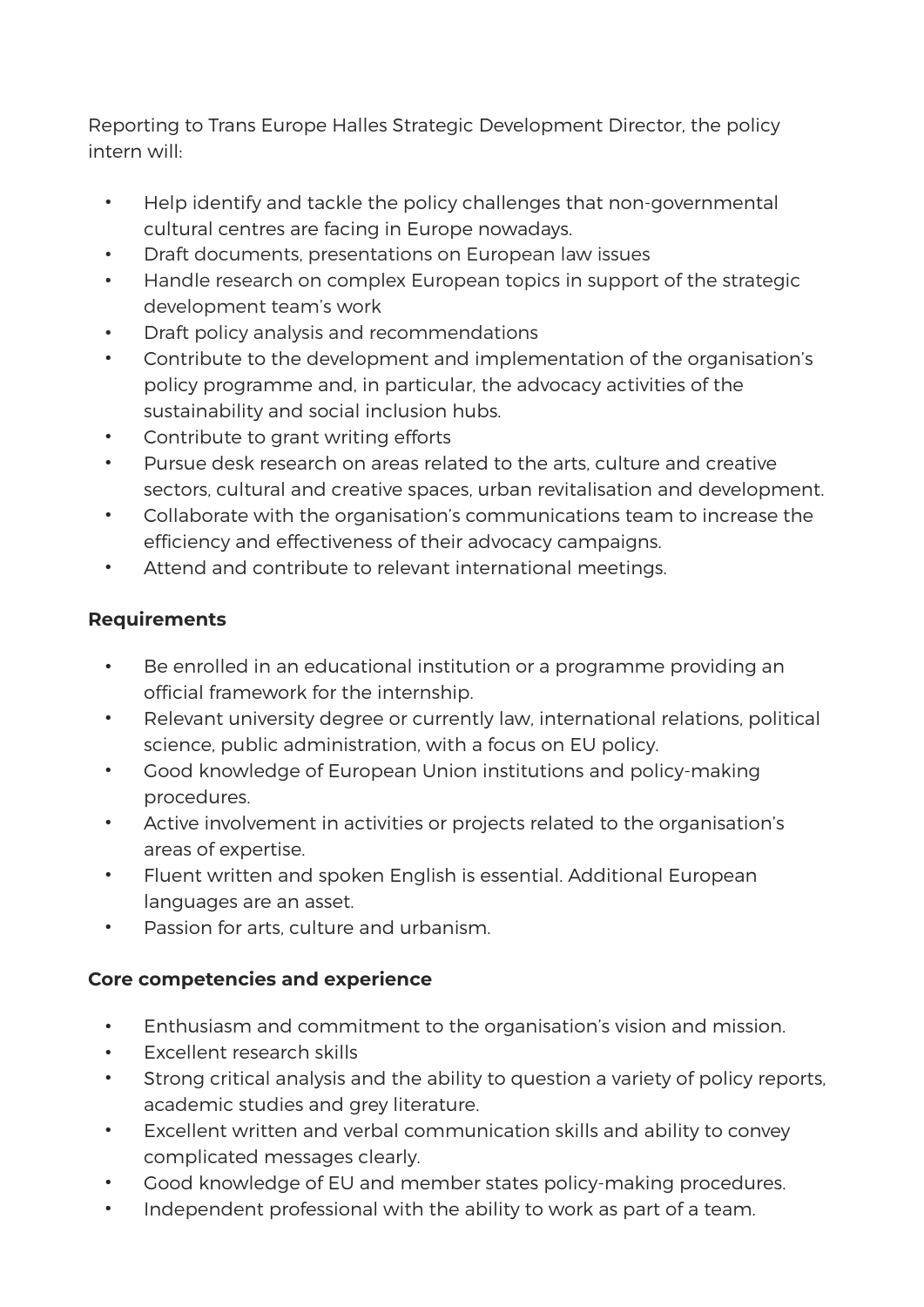Reporting to Trans Europe Halles Strategic Development Director, the policy intern will:

- Help identify and tackle the policy challenges that non-governmental cultural centres are facing in Europe nowadays.
- Draft documents, presentations on European law issues
- Handle research on complex European topics in support of the strategic development team's work
- Draft policy analysis and recommendations
- Contribute to the development and implementation of the organisation's policy programme and, in particular, the advocacy activities of the sustainability and social inclusion hubs.
- Contribute to grant writing efforts
- Pursue desk research on areas related to the arts, culture and creative sectors, cultural and creative spaces, urban revitalisation and development.
- Collaborate with the organisation's communications team to increase the efficiency and effectiveness of their advocacy campaigns.
- Attend and contribute to relevant international meetings.

**Requirements**

- Be enrolled in an educational institution or a programme providing an official framework for the internship.
- Relevant university degree or currently law, international relations, political science, public administration, with a focus on EU policy.
- Good knowledge of European Union institutions and policy-making procedures.
- Active involvement in activities or projects related to the organisation's areas of expertise.
- Fluent written and spoken English is essential. Additional European languages are an asset.
- Passion for arts, culture and urbanism.

**Core competencies and experience**

- Enthusiasm and commitment to the organisation's vision and mission.
- Excellent research skills
- Strong critical analysis and the ability to question a variety of policy reports, academic studies and grey literature.
- Excellent written and verbal communication skills and ability to convey complicated messages clearly.
- Good knowledge of EU and member states policy-making procedures.
- Independent professional with the ability to work as part of a team.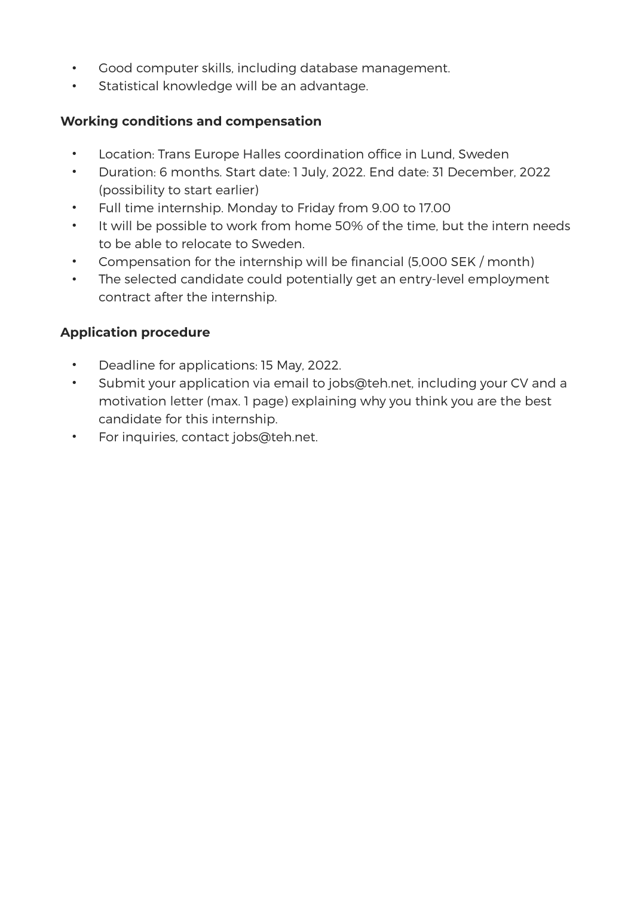- Good computer skills, including database management.
- Statistical knowledge will be an advantage.

**Working conditions and compensation**

- Location: Trans Europe Halles coordination office in Lund, Sweden
- Duration: 6 months. Start date: 1 July, 2022. End date: 31 December, 2022 (possibility to start earlier)
- Full time internship. Monday to Friday from 9.00 to 17.00
- It will be possible to work from home 50% of the time, but the intern needs to be able to relocate to Sweden.
- Compensation for the internship will be financial (5,000 SEK / month)
- The selected candidate could potentially get an entry-level employment contract after the internship.

**Application procedure**

- Deadline for applications: 15 May, 2022.
- Submit your application via email to jobs@teh.net, including your CV and a motivation letter (max. 1 page) explaining why you think you are the best candidate for this internship.
- For inquiries, contact jobs@teh.net.